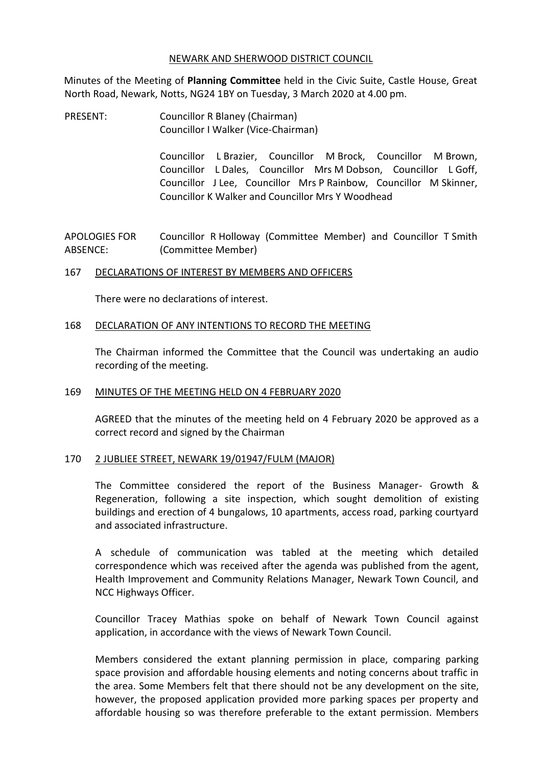NEWARK AND SHERWOOD DISTRICT COUNCIL

Minutes of the Meeting of **Planning Committee** held in the Civic Suite, Castle House, Great North Road, Newark, Notts, NG24 1BY on Tuesday, 3 March 2020 at 4.00 pm.

PRESENT: Councillor R Blaney (Chairman)
Councillor I Walker (Vice-Chairman)

Councillor L Brazier, Councillor M Brock, Councillor M Brown, Councillor L Dales, Councillor Mrs M Dobson, Councillor L Goff, Councillor J Lee, Councillor Mrs P Rainbow, Councillor M Skinner, Councillor K Walker and Councillor Mrs Y Woodhead

APOLOGIES FOR ABSENCE: Councillor R Holloway (Committee Member) and Councillor T Smith (Committee Member)

## 167 DECLARATIONS OF INTEREST BY MEMBERS AND OFFICERS

There were no declarations of interest.

## 168 DECLARATION OF ANY INTENTIONS TO RECORD THE MEETING

The Chairman informed the Committee that the Council was undertaking an audio recording of the meeting.

## 169 MINUTES OF THE MEETING HELD ON 4 FEBRUARY 2020

AGREED that the minutes of the meeting held on 4 February 2020 be approved as a correct record and signed by the Chairman

## 170 2 JUBLIEE STREET, NEWARK 19/01947/FULM (MAJOR)

The Committee considered the report of the Business Manager- Growth & Regeneration, following a site inspection, which sought demolition of existing buildings and erection of 4 bungalows, 10 apartments, access road, parking courtyard and associated infrastructure.

A schedule of communication was tabled at the meeting which detailed correspondence which was received after the agenda was published from the agent, Health Improvement and Community Relations Manager, Newark Town Council, and NCC Highways Officer.

Councillor Tracey Mathias spoke on behalf of Newark Town Council against application, in accordance with the views of Newark Town Council.

Members considered the extant planning permission in place, comparing parking space provision and affordable housing elements and noting concerns about traffic in the area. Some Members felt that there should not be any development on the site, however, the proposed application provided more parking spaces per property and affordable housing so was therefore preferable to the extant permission. Members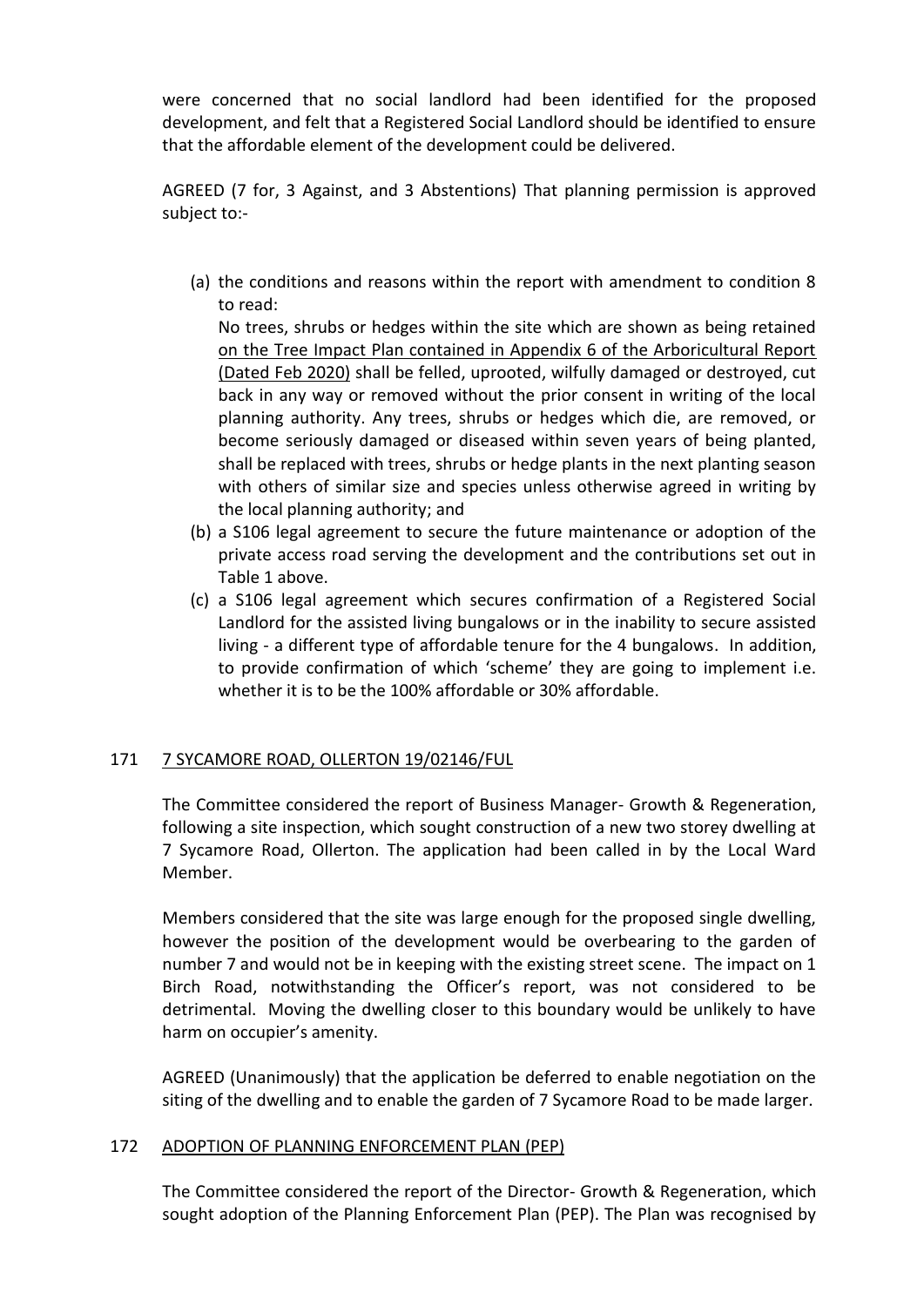were concerned that no social landlord had been identified for the proposed development, and felt that a Registered Social Landlord should be identified to ensure that the affordable element of the development could be delivered.

AGREED (7 for, 3 Against, and 3 Abstentions) That planning permission is approved subject to:-

(a) the conditions and reasons within the report with amendment to condition 8 to read:
No trees, shrubs or hedges within the site which are shown as being retained <u>on the Tree Impact Plan contained in Appendix 6 of the Arboricultural Report (Dated Feb 2020)</u> shall be felled, uprooted, wilfully damaged or destroyed, cut back in any way or removed without the prior consent in writing of the local planning authority. Any trees, shrubs or hedges which die, are removed, or become seriously damaged or diseased within seven years of being planted, shall be replaced with trees, shrubs or hedge plants in the next planting season with others of similar size and species unless otherwise agreed in writing by the local planning authority; and

(b) a S106 legal agreement to secure the future maintenance or adoption of the private access road serving the development and the contributions set out in Table 1 above.

(c) a S106 legal agreement which secures confirmation of a Registered Social Landlord for the assisted living bungalows or in the inability to secure assisted living - a different type of affordable tenure for the 4 bungalows. In addition, to provide confirmation of which 'scheme' they are going to implement i.e. whether it is to be the 100% affordable or 30% affordable.

## 171 <u>7 SYCAMORE ROAD, OLLERTON 19/02146/FUL</u>

The Committee considered the report of Business Manager- Growth & Regeneration, following a site inspection, which sought construction of a new two storey dwelling at 7 Sycamore Road, Ollerton. The application had been called in by the Local Ward Member.

Members considered that the site was large enough for the proposed single dwelling, however the position of the development would be overbearing to the garden of number 7 and would not be in keeping with the existing street scene. The impact on 1 Birch Road, notwithstanding the Officer's report, was not considered to be detrimental. Moving the dwelling closer to this boundary would be unlikely to have harm on occupier's amenity.

AGREED (Unanimously) that the application be deferred to enable negotiation on the siting of the dwelling and to enable the garden of 7 Sycamore Road to be made larger.

## 172 <u>ADOPTION OF PLANNING ENFORCEMENT PLAN (PEP)</u>

The Committee considered the report of the Director- Growth & Regeneration, which sought adoption of the Planning Enforcement Plan (PEP). The Plan was recognised by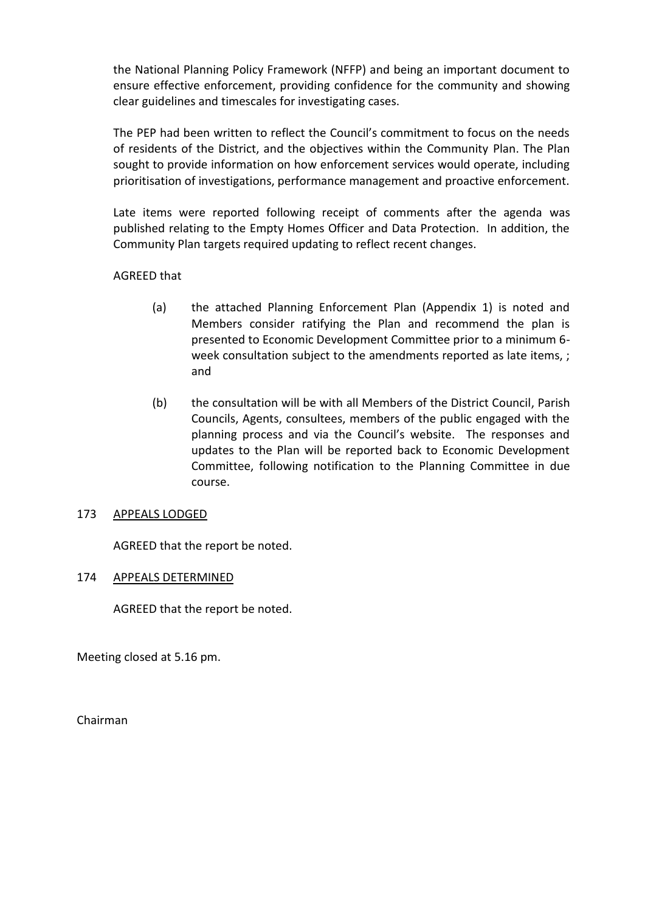the National Planning Policy Framework (NFFP) and being an important document to ensure effective enforcement, providing confidence for the community and showing clear guidelines and timescales for investigating cases.

The PEP had been written to reflect the Council's commitment to focus on the needs of residents of the District, and the objectives within the Community Plan. The Plan sought to provide information on how enforcement services would operate, including prioritisation of investigations, performance management and proactive enforcement.

Late items were reported following receipt of comments after the agenda was published relating to the Empty Homes Officer and Data Protection. In addition, the Community Plan targets required updating to reflect recent changes.

AGREED that

(a) the attached Planning Enforcement Plan (Appendix 1) is noted and Members consider ratifying the Plan and recommend the plan is presented to Economic Development Committee prior to a minimum 6-week consultation subject to the amendments reported as late items, ; and

(b) the consultation will be with all Members of the District Council, Parish Councils, Agents, consultees, members of the public engaged with the planning process and via the Council's website. The responses and updates to the Plan will be reported back to Economic Development Committee, following notification to the Planning Committee in due course.

173 <u>APPEALS LODGED</u>

AGREED that the report be noted.

174 <u>APPEALS DETERMINED</u>

AGREED that the report be noted.

Meeting closed at 5.16 pm.

Chairman